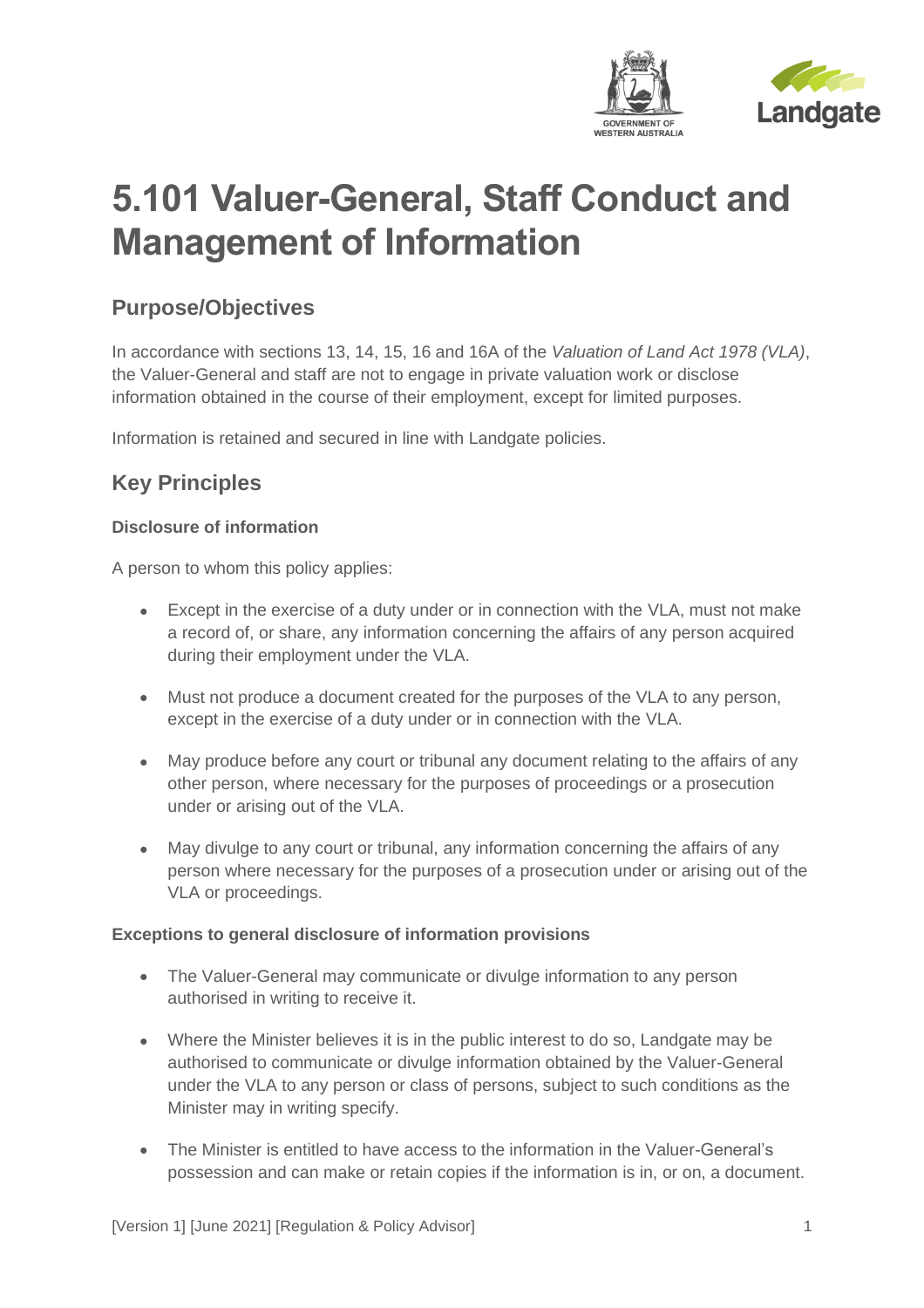# 5.101 Valuer-General, Staff Conduct and Management of Information

## Purpose/Objectives

In accordance with sections 13, 14, 15, 16 and 16A of the *Valuation of Land Act 1978 (VLA)*, the Valuer-General and staff are not to engage in private valuation work or disclose information obtained in the course of their employment, except for limited purposes.

Information is retained and secured in line with Landgate policies.

## Key Principles

### Disclosure of information

A person to whom this policy applies:

- Except in the exercise of a duty under or in connection with the VLA, must not make a record of, or share, any information concerning the affairs of any person acquired during their employment under the VLA.
- Must not produce a document created for the purposes of the VLA to any person, except in the exercise of a duty under or in connection with the VLA.
- May produce before any court or tribunal any document relating to the affairs of any other person, where necessary for the purposes of proceedings or a prosecution under or arising out of the VLA.
- May divulge to any court or tribunal, any information concerning the affairs of any person where necessary for the purposes of a prosecution under or arising out of the VLA or proceedings.

### Exceptions to general disclosure of information provisions

- The Valuer-General may communicate or divulge information to any person authorised in writing to receive it.
- Where the Minister believes it is in the public interest to do so, Landgate may be authorised to communicate or divulge information obtained by the Valuer-General under the VLA to any person or class of persons, subject to such conditions as the Minister may in writing specify.
- The Minister is entitled to have access to the information in the Valuer-General's possession and can make or retain copies if the information is in, or on, a document.

[Version 1] [June 2021] [Regulation & Policy Advisor]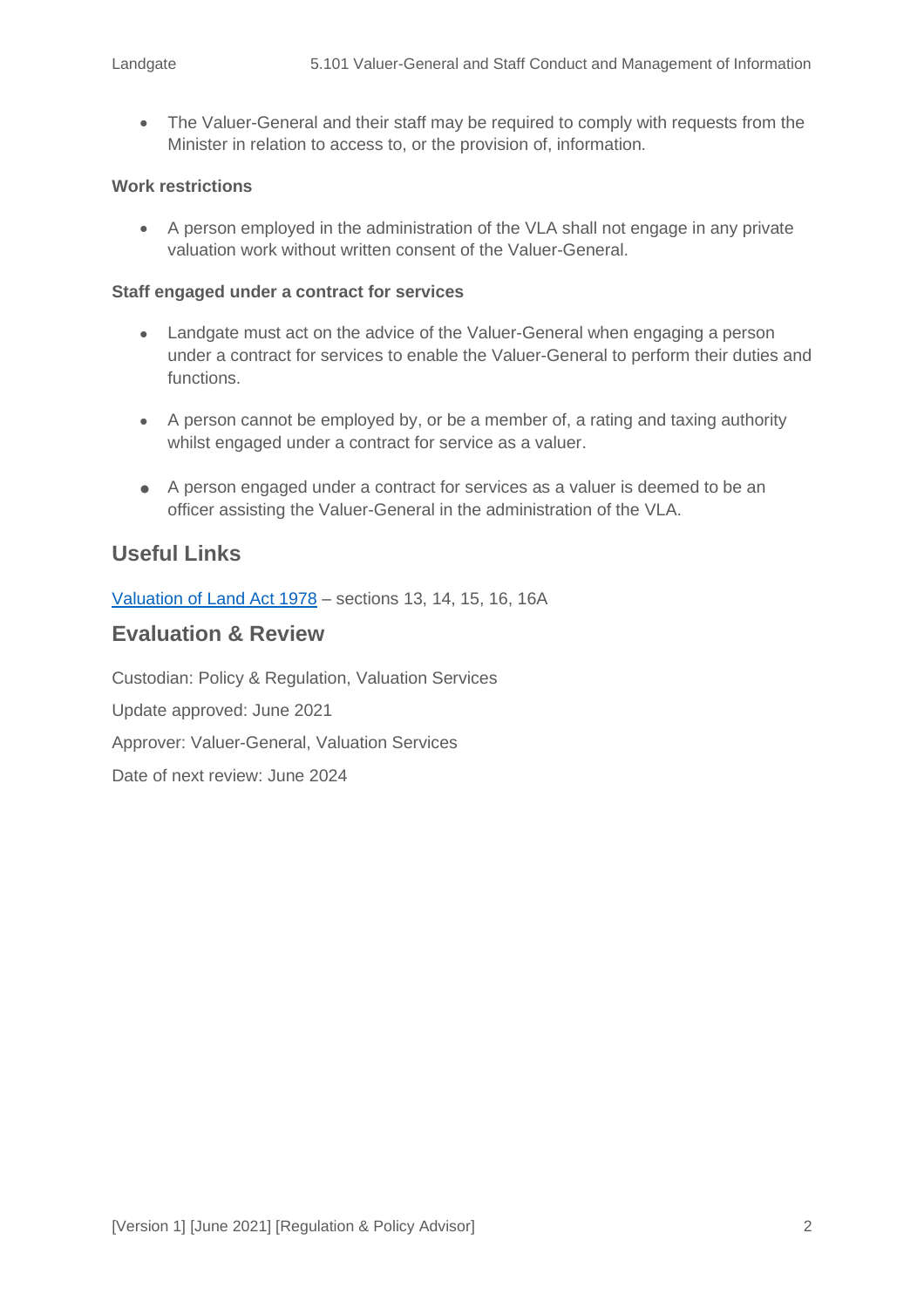- The Valuer-General and their staff may be required to comply with requests from the Minister in relation to access to, or the provision of, information.

**Work restrictions**

- A person employed in the administration of the VLA shall not engage in any private valuation work without written consent of the Valuer-General.

**Staff engaged under a contract for services**

- Landgate must act on the advice of the Valuer-General when engaging a person under a contract for services to enable the Valuer-General to perform their duties and functions.
- A person cannot be employed by, or be a member of, a rating and taxing authority whilst engaged under a contract for service as a valuer.
- A person engaged under a contract for services as a valuer is deemed to be an officer assisting the Valuer-General in the administration of the VLA.

## Useful Links

Valuation of Land Act 1978 – sections 13, 14, 15, 16, 16A

## Evaluation & Review

Custodian: Policy & Regulation, Valuation Services

Update approved: June 2021

Approver: Valuer-General, Valuation Services

Date of next review: June 2024

[Version 1] [June 2021] [Regulation & Policy Advisor]